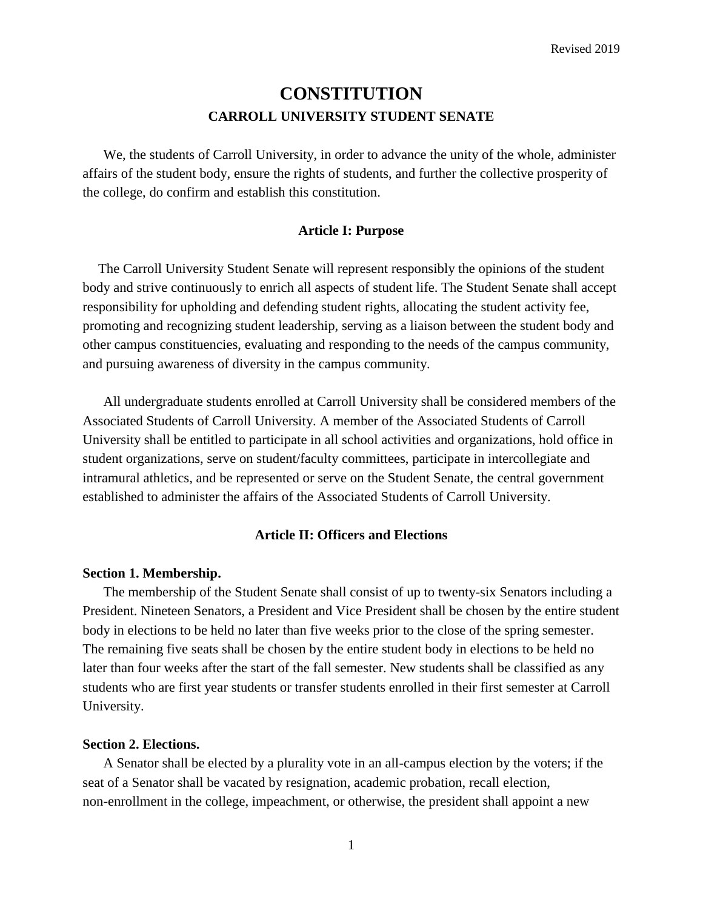Revised 2019

# CONSTITUTION

## CARROLL UNIVERSITY STUDENT SENATE

We, the students of Carroll University, in order to advance the unity of the whole, administer affairs of the student body, ensure the rights of students, and further the collective prosperity of the college, do confirm and establish this constitution.

### Article I: Purpose

The Carroll University Student Senate will represent responsibly the opinions of the student body and strive continuously to enrich all aspects of student life. The Student Senate shall accept responsibility for upholding and defending student rights, allocating the student activity fee, promoting and recognizing student leadership, serving as a liaison between the student body and other campus constituencies, evaluating and responding to the needs of the campus community, and pursuing awareness of diversity in the campus community.

All undergraduate students enrolled at Carroll University shall be considered members of the Associated Students of Carroll University. A member of the Associated Students of Carroll University shall be entitled to participate in all school activities and organizations, hold office in student organizations, serve on student/faculty committees, participate in intercollegiate and intramural athletics, and be represented or serve on the Student Senate, the central government established to administer the affairs of the Associated Students of Carroll University.

### Article II: Officers and Elections

**Section 1. Membership.**

The membership of the Student Senate shall consist of up to twenty-six Senators including a President. Nineteen Senators, a President and Vice President shall be chosen by the entire student body in elections to be held no later than five weeks prior to the close of the spring semester. The remaining five seats shall be chosen by the entire student body in elections to be held no later than four weeks after the start of the fall semester. New students shall be classified as any students who are first year students or transfer students enrolled in their first semester at Carroll University.

**Section 2. Elections.**

A Senator shall be elected by a plurality vote in an all-campus election by the voters; if the seat of a Senator shall be vacated by resignation, academic probation, recall election, non-enrollment in the college, impeachment, or otherwise, the president shall appoint a new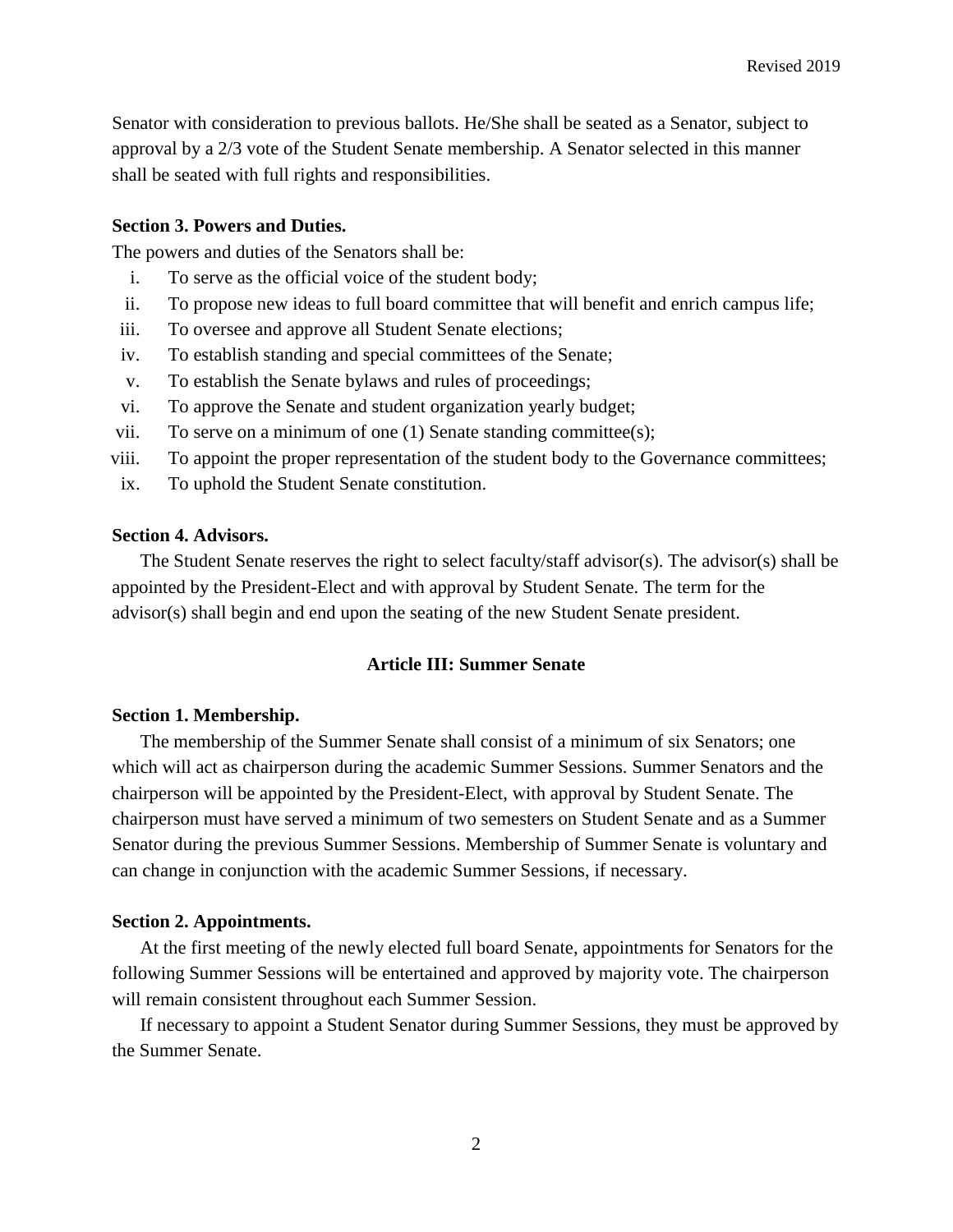Senator with consideration to previous ballots. He/She shall be seated as a Senator, subject to approval by a 2/3 vote of the Student Senate membership. A Senator selected in this manner shall be seated with full rights and responsibilities.

**Section 3. Powers and Duties.**

The powers and duties of the Senators shall be:

i. To serve as the official voice of the student body;
ii. To propose new ideas to full board committee that will benefit and enrich campus life;
iii. To oversee and approve all Student Senate elections;
iv. To establish standing and special committees of the Senate;
v. To establish the Senate bylaws and rules of proceedings;
vi. To approve the Senate and student organization yearly budget;
vii. To serve on a minimum of one (1) Senate standing committee(s);
viii. To appoint the proper representation of the student body to the Governance committees;
ix. To uphold the Student Senate constitution.

**Section 4. Advisors.**

The Student Senate reserves the right to select faculty/staff advisor(s). The advisor(s) shall be appointed by the President-Elect and with approval by Student Senate. The term for the advisor(s) shall begin and end upon the seating of the new Student Senate president.

## Article III: Summer Senate

**Section 1. Membership.**

The membership of the Summer Senate shall consist of a minimum of six Senators; one which will act as chairperson during the academic Summer Sessions. Summer Senators and the chairperson will be appointed by the President-Elect, with approval by Student Senate. The chairperson must have served a minimum of two semesters on Student Senate and as a Summer Senator during the previous Summer Sessions. Membership of Summer Senate is voluntary and can change in conjunction with the academic Summer Sessions, if necessary.

**Section 2. Appointments.**

At the first meeting of the newly elected full board Senate, appointments for Senators for the following Summer Sessions will be entertained and approved by majority vote. The chairperson will remain consistent throughout each Summer Session.

If necessary to appoint a Student Senator during Summer Sessions, they must be approved by the Summer Senate.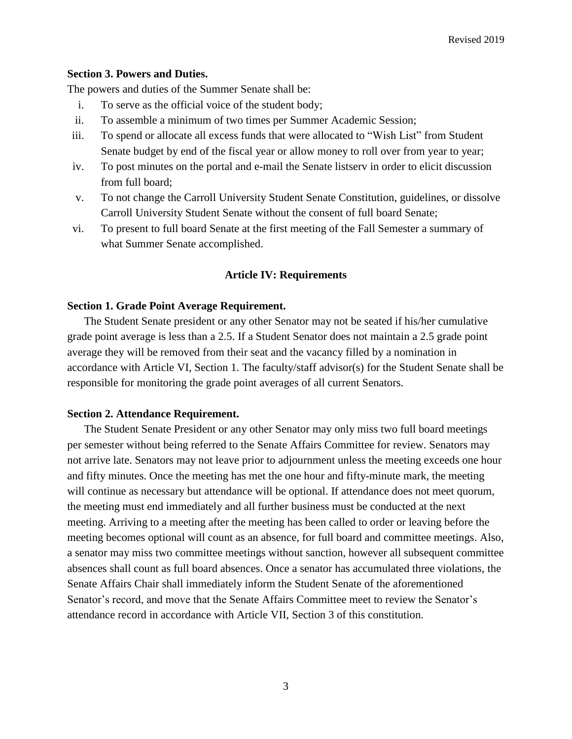**Section 3. Powers and Duties.**

The powers and duties of the Summer Senate shall be:

i. To serve as the official voice of the student body;
ii. To assemble a minimum of two times per Summer Academic Session;
iii. To spend or allocate all excess funds that were allocated to "Wish List" from Student Senate budget by end of the fiscal year or allow money to roll over from year to year;
iv. To post minutes on the portal and e-mail the Senate listserv in order to elicit discussion from full board;
v. To not change the Carroll University Student Senate Constitution, guidelines, or dissolve Carroll University Student Senate without the consent of full board Senate;
vi. To present to full board Senate at the first meeting of the Fall Semester a summary of what Summer Senate accomplished.

## Article IV: Requirements

**Section 1. Grade Point Average Requirement.**

The Student Senate president or any other Senator may not be seated if his/her cumulative grade point average is less than a 2.5. If a Student Senator does not maintain a 2.5 grade point average they will be removed from their seat and the vacancy filled by a nomination in accordance with Article VI, Section 1. The faculty/staff advisor(s) for the Student Senate shall be responsible for monitoring the grade point averages of all current Senators.

**Section 2. Attendance Requirement.**

The Student Senate President or any other Senator may only miss two full board meetings per semester without being referred to the Senate Affairs Committee for review. Senators may not arrive late. Senators may not leave prior to adjournment unless the meeting exceeds one hour and fifty minutes. Once the meeting has met the one hour and fifty-minute mark, the meeting will continue as necessary but attendance will be optional. If attendance does not meet quorum, the meeting must end immediately and all further business must be conducted at the next meeting. Arriving to a meeting after the meeting has been called to order or leaving before the meeting becomes optional will count as an absence, for full board and committee meetings. Also, a senator may miss two committee meetings without sanction, however all subsequent committee absences shall count as full board absences. Once a senator has accumulated three violations, the Senate Affairs Chair shall immediately inform the Student Senate of the aforementioned Senator's record, and move that the Senate Affairs Committee meet to review the Senator's attendance record in accordance with Article VII, Section 3 of this constitution.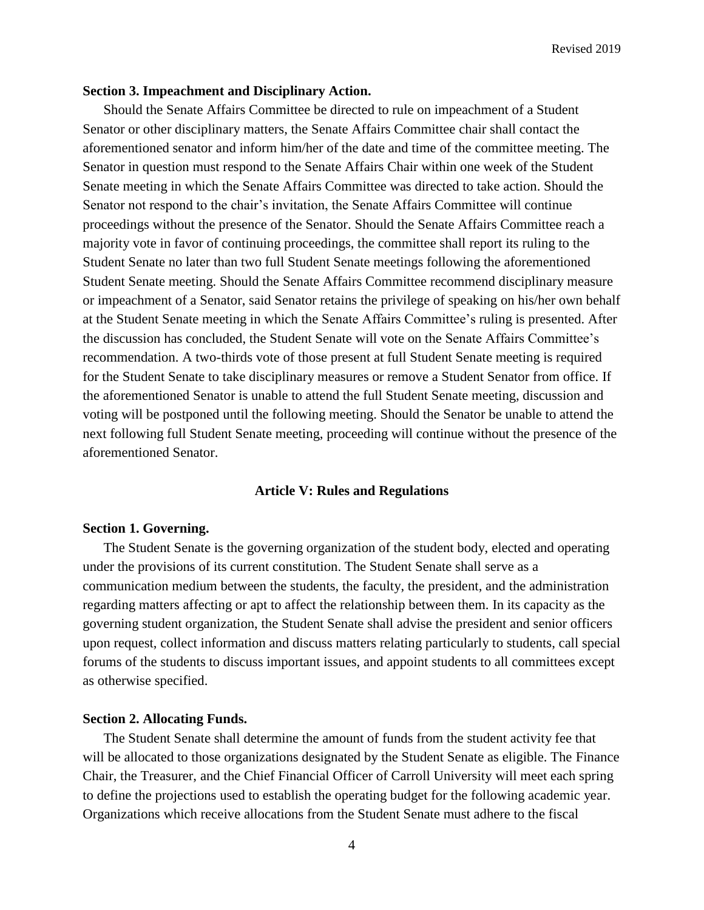**Section 3. Impeachment and Disciplinary Action.**

Should the Senate Affairs Committee be directed to rule on impeachment of a Student Senator or other disciplinary matters, the Senate Affairs Committee chair shall contact the aforementioned senator and inform him/her of the date and time of the committee meeting. The Senator in question must respond to the Senate Affairs Chair within one week of the Student Senate meeting in which the Senate Affairs Committee was directed to take action. Should the Senator not respond to the chair's invitation, the Senate Affairs Committee will continue proceedings without the presence of the Senator. Should the Senate Affairs Committee reach a majority vote in favor of continuing proceedings, the committee shall report its ruling to the Student Senate no later than two full Student Senate meetings following the aforementioned Student Senate meeting. Should the Senate Affairs Committee recommend disciplinary measure or impeachment of a Senator, said Senator retains the privilege of speaking on his/her own behalf at the Student Senate meeting in which the Senate Affairs Committee's ruling is presented. After the discussion has concluded, the Student Senate will vote on the Senate Affairs Committee's recommendation. A two-thirds vote of those present at full Student Senate meeting is required for the Student Senate to take disciplinary measures or remove a Student Senator from office. If the aforementioned Senator is unable to attend the full Student Senate meeting, discussion and voting will be postponed until the following meeting. Should the Senator be unable to attend the next following full Student Senate meeting, proceeding will continue without the presence of the aforementioned Senator.

## Article V: Rules and Regulations

**Section 1. Governing.**

The Student Senate is the governing organization of the student body, elected and operating under the provisions of its current constitution. The Student Senate shall serve as a communication medium between the students, the faculty, the president, and the administration regarding matters affecting or apt to affect the relationship between them. In its capacity as the governing student organization, the Student Senate shall advise the president and senior officers upon request, collect information and discuss matters relating particularly to students, call special forums of the students to discuss important issues, and appoint students to all committees except as otherwise specified.

**Section 2. Allocating Funds.**

The Student Senate shall determine the amount of funds from the student activity fee that will be allocated to those organizations designated by the Student Senate as eligible. The Finance Chair, the Treasurer, and the Chief Financial Officer of Carroll University will meet each spring to define the projections used to establish the operating budget for the following academic year. Organizations which receive allocations from the Student Senate must adhere to the fiscal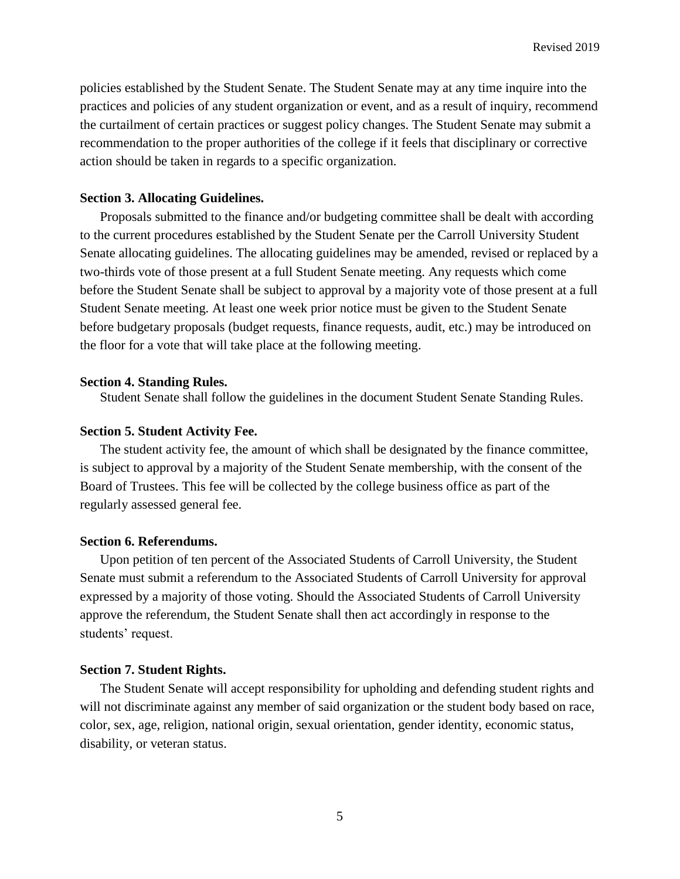policies established by the Student Senate. The Student Senate may at any time inquire into the practices and policies of any student organization or event, and as a result of inquiry, recommend the curtailment of certain practices or suggest policy changes. The Student Senate may submit a recommendation to the proper authorities of the college if it feels that disciplinary or corrective action should be taken in regards to a specific organization.

**Section 3. Allocating Guidelines.**

Proposals submitted to the finance and/or budgeting committee shall be dealt with according to the current procedures established by the Student Senate per the Carroll University Student Senate allocating guidelines. The allocating guidelines may be amended, revised or replaced by a two-thirds vote of those present at a full Student Senate meeting. Any requests which come before the Student Senate shall be subject to approval by a majority vote of those present at a full Student Senate meeting. At least one week prior notice must be given to the Student Senate before budgetary proposals (budget requests, finance requests, audit, etc.) may be introduced on the floor for a vote that will take place at the following meeting.

**Section 4. Standing Rules.**

Student Senate shall follow the guidelines in the document Student Senate Standing Rules.

**Section 5. Student Activity Fee.**

The student activity fee, the amount of which shall be designated by the finance committee, is subject to approval by a majority of the Student Senate membership, with the consent of the Board of Trustees. This fee will be collected by the college business office as part of the regularly assessed general fee.

**Section 6. Referendums.**

Upon petition of ten percent of the Associated Students of Carroll University, the Student Senate must submit a referendum to the Associated Students of Carroll University for approval expressed by a majority of those voting. Should the Associated Students of Carroll University approve the referendum, the Student Senate shall then act accordingly in response to the students' request.

**Section 7. Student Rights.**

The Student Senate will accept responsibility for upholding and defending student rights and will not discriminate against any member of said organization or the student body based on race, color, sex, age, religion, national origin, sexual orientation, gender identity, economic status, disability, or veteran status.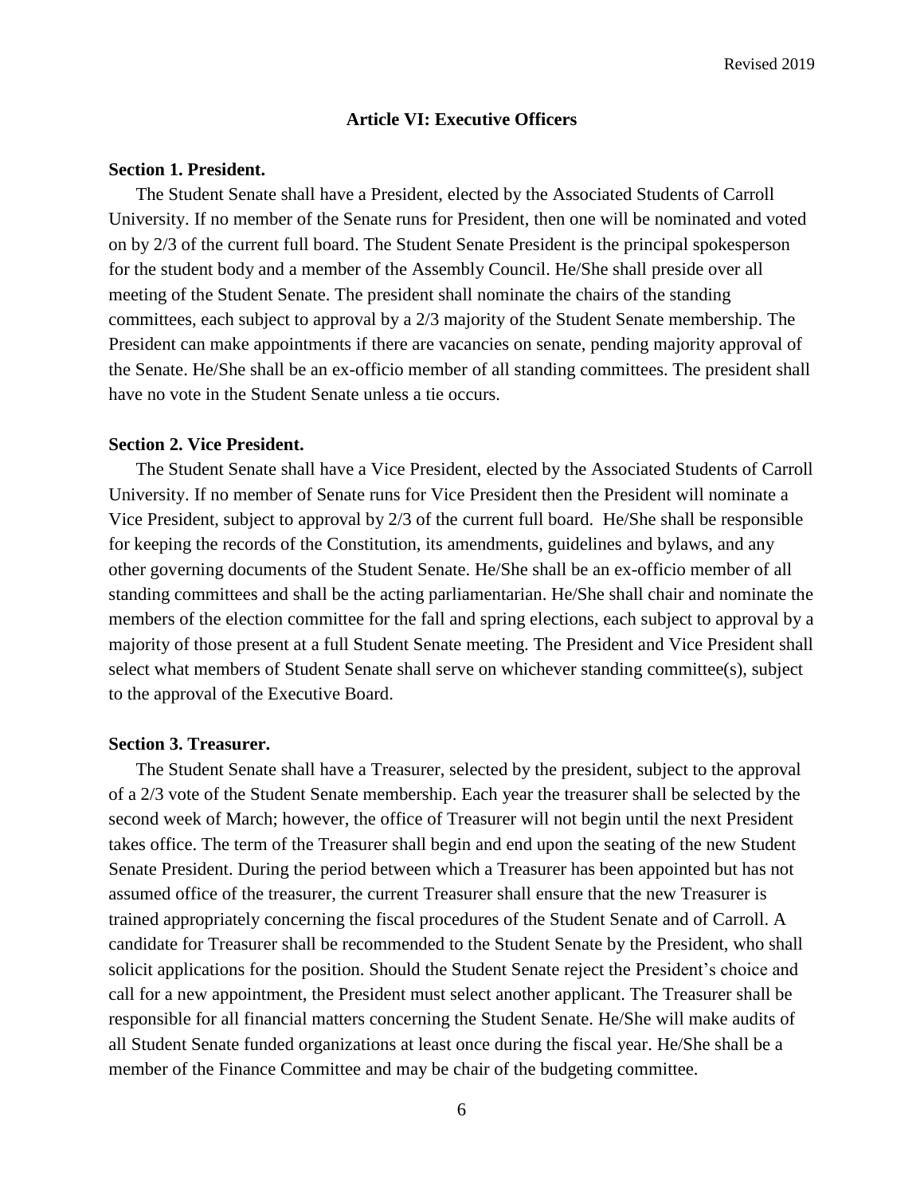## Article VI: Executive Officers

**Section 1. President.**

The Student Senate shall have a President, elected by the Associated Students of Carroll University. If no member of the Senate runs for President, then one will be nominated and voted on by 2/3 of the current full board. The Student Senate President is the principal spokesperson for the student body and a member of the Assembly Council. He/She shall preside over all meeting of the Student Senate. The president shall nominate the chairs of the standing committees, each subject to approval by a 2/3 majority of the Student Senate membership. The President can make appointments if there are vacancies on senate, pending majority approval of the Senate. He/She shall be an ex-officio member of all standing committees. The president shall have no vote in the Student Senate unless a tie occurs.

**Section 2. Vice President.**

The Student Senate shall have a Vice President, elected by the Associated Students of Carroll University. If no member of Senate runs for Vice President then the President will nominate a Vice President, subject to approval by 2/3 of the current full board. He/She shall be responsible for keeping the records of the Constitution, its amendments, guidelines and bylaws, and any other governing documents of the Student Senate. He/She shall be an ex-officio member of all standing committees and shall be the acting parliamentarian. He/She shall chair and nominate the members of the election committee for the fall and spring elections, each subject to approval by a majority of those present at a full Student Senate meeting. The President and Vice President shall select what members of Student Senate shall serve on whichever standing committee(s), subject to the approval of the Executive Board.

**Section 3. Treasurer.**

The Student Senate shall have a Treasurer, selected by the president, subject to the approval of a 2/3 vote of the Student Senate membership. Each year the treasurer shall be selected by the second week of March; however, the office of Treasurer will not begin until the next President takes office. The term of the Treasurer shall begin and end upon the seating of the new Student Senate President. During the period between which a Treasurer has been appointed but has not assumed office of the treasurer, the current Treasurer shall ensure that the new Treasurer is trained appropriately concerning the fiscal procedures of the Student Senate and of Carroll. A candidate for Treasurer shall be recommended to the Student Senate by the President, who shall solicit applications for the position. Should the Student Senate reject the President's choice and call for a new appointment, the President must select another applicant. The Treasurer shall be responsible for all financial matters concerning the Student Senate. He/She will make audits of all Student Senate funded organizations at least once during the fiscal year. He/She shall be a member of the Finance Committee and may be chair of the budgeting committee.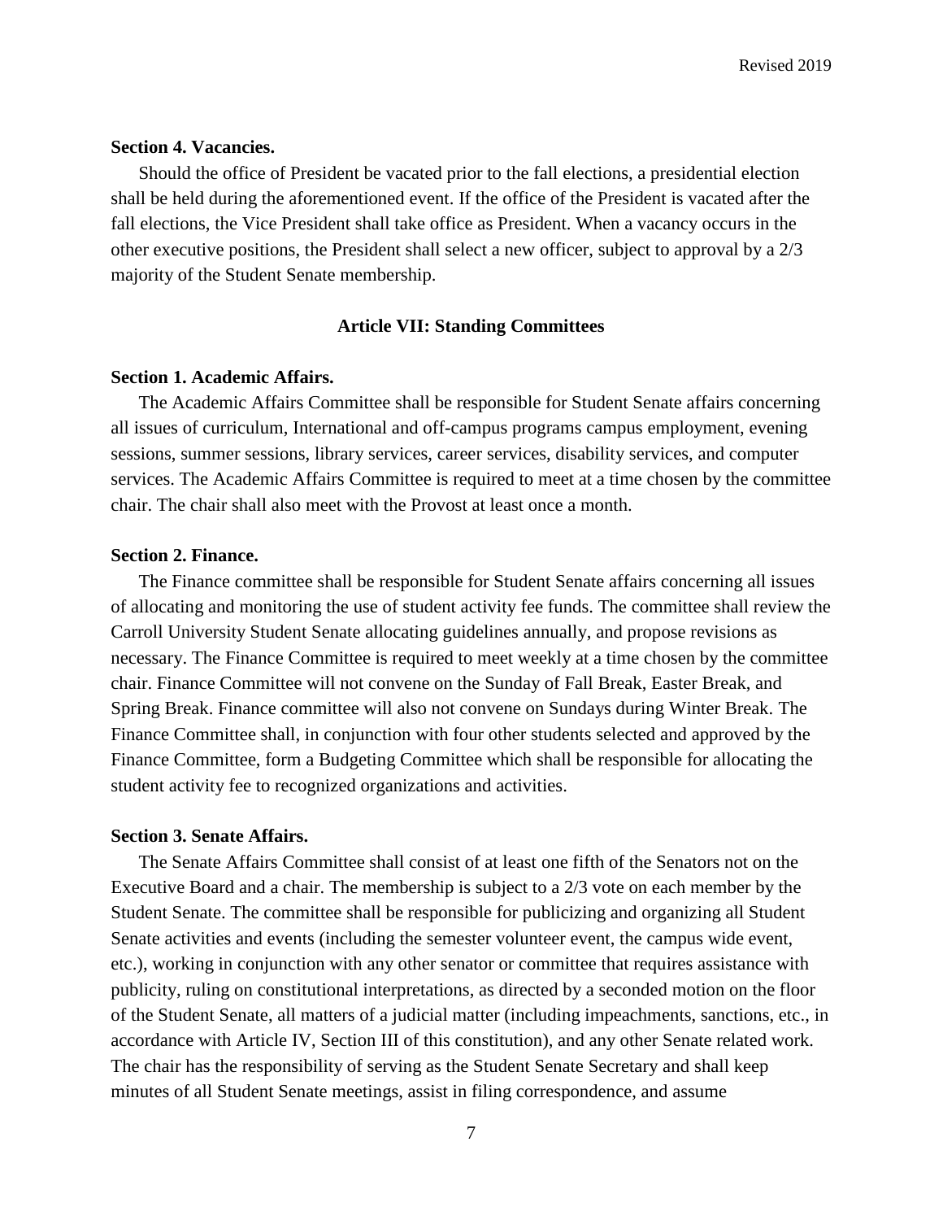**Section 4. Vacancies.**

Should the office of President be vacated prior to the fall elections, a presidential election shall be held during the aforementioned event. If the office of the President is vacated after the fall elections, the Vice President shall take office as President. When a vacancy occurs in the other executive positions, the President shall select a new officer, subject to approval by a 2/3 majority of the Student Senate membership.

## Article VII: Standing Committees

**Section 1. Academic Affairs.**

The Academic Affairs Committee shall be responsible for Student Senate affairs concerning all issues of curriculum, International and off-campus programs campus employment, evening sessions, summer sessions, library services, career services, disability services, and computer services. The Academic Affairs Committee is required to meet at a time chosen by the committee chair. The chair shall also meet with the Provost at least once a month.

**Section 2. Finance.**

The Finance committee shall be responsible for Student Senate affairs concerning all issues of allocating and monitoring the use of student activity fee funds. The committee shall review the Carroll University Student Senate allocating guidelines annually, and propose revisions as necessary. The Finance Committee is required to meet weekly at a time chosen by the committee chair. Finance Committee will not convene on the Sunday of Fall Break, Easter Break, and Spring Break. Finance committee will also not convene on Sundays during Winter Break. The Finance Committee shall, in conjunction with four other students selected and approved by the Finance Committee, form a Budgeting Committee which shall be responsible for allocating the student activity fee to recognized organizations and activities.

**Section 3. Senate Affairs.**

The Senate Affairs Committee shall consist of at least one fifth of the Senators not on the Executive Board and a chair. The membership is subject to a 2/3 vote on each member by the Student Senate. The committee shall be responsible for publicizing and organizing all Student Senate activities and events (including the semester volunteer event, the campus wide event, etc.), working in conjunction with any other senator or committee that requires assistance with publicity, ruling on constitutional interpretations, as directed by a seconded motion on the floor of the Student Senate, all matters of a judicial matter (including impeachments, sanctions, etc., in accordance with Article IV, Section III of this constitution), and any other Senate related work. The chair has the responsibility of serving as the Student Senate Secretary and shall keep minutes of all Student Senate meetings, assist in filing correspondence, and assume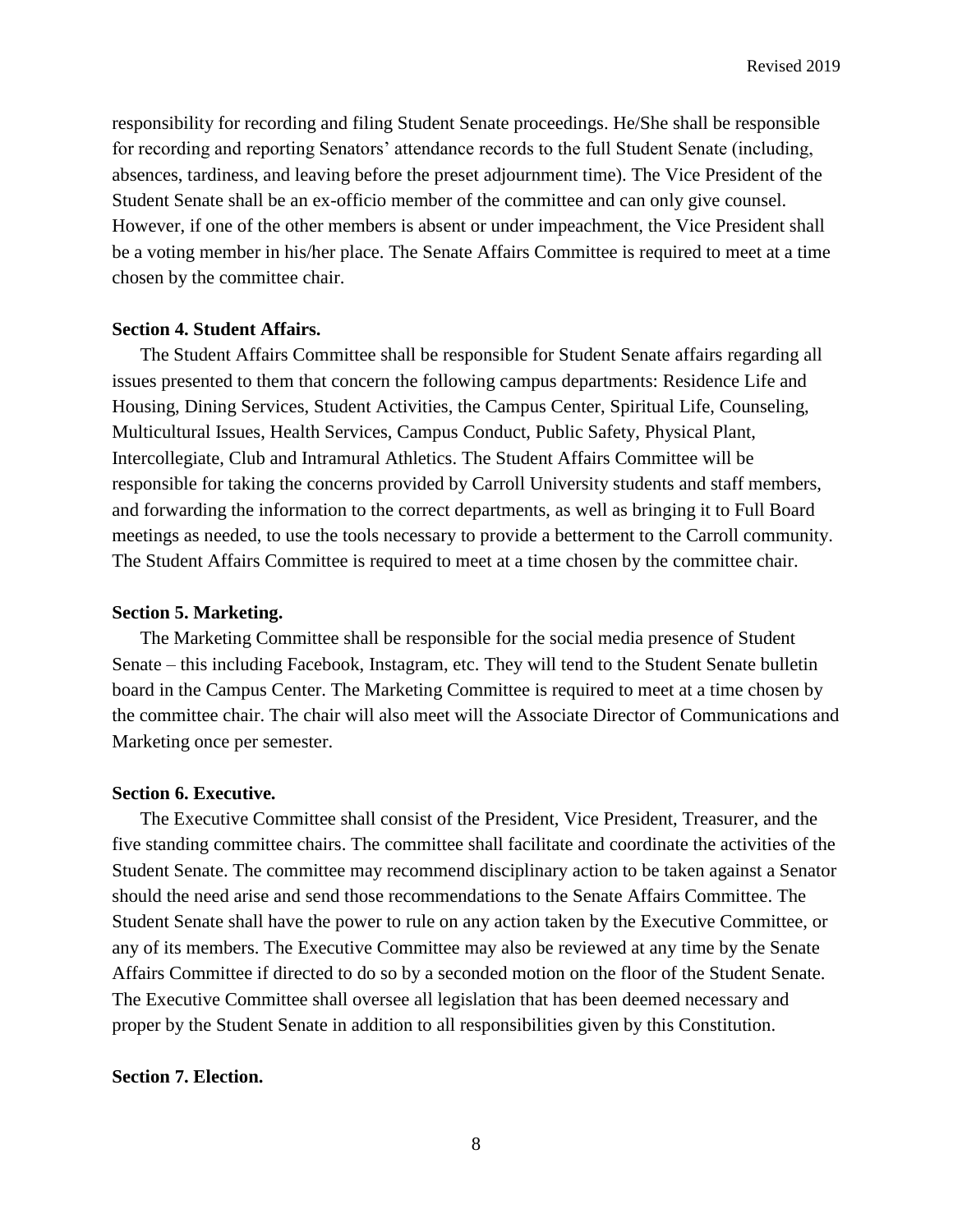responsibility for recording and filing Student Senate proceedings. He/She shall be responsible for recording and reporting Senators' attendance records to the full Student Senate (including, absences, tardiness, and leaving before the preset adjournment time). The Vice President of the Student Senate shall be an ex-officio member of the committee and can only give counsel. However, if one of the other members is absent or under impeachment, the Vice President shall be a voting member in his/her place. The Senate Affairs Committee is required to meet at a time chosen by the committee chair.

**Section 4. Student Affairs.**

The Student Affairs Committee shall be responsible for Student Senate affairs regarding all issues presented to them that concern the following campus departments: Residence Life and Housing, Dining Services, Student Activities, the Campus Center, Spiritual Life, Counseling, Multicultural Issues, Health Services, Campus Conduct, Public Safety, Physical Plant, Intercollegiate, Club and Intramural Athletics. The Student Affairs Committee will be responsible for taking the concerns provided by Carroll University students and staff members, and forwarding the information to the correct departments, as well as bringing it to Full Board meetings as needed, to use the tools necessary to provide a betterment to the Carroll community. The Student Affairs Committee is required to meet at a time chosen by the committee chair.

**Section 5. Marketing.**

The Marketing Committee shall be responsible for the social media presence of Student Senate – this including Facebook, Instagram, etc. They will tend to the Student Senate bulletin board in the Campus Center. The Marketing Committee is required to meet at a time chosen by the committee chair. The chair will also meet will the Associate Director of Communications and Marketing once per semester.

**Section 6. Executive.**

The Executive Committee shall consist of the President, Vice President, Treasurer, and the five standing committee chairs. The committee shall facilitate and coordinate the activities of the Student Senate. The committee may recommend disciplinary action to be taken against a Senator should the need arise and send those recommendations to the Senate Affairs Committee. The Student Senate shall have the power to rule on any action taken by the Executive Committee, or any of its members. The Executive Committee may also be reviewed at any time by the Senate Affairs Committee if directed to do so by a seconded motion on the floor of the Student Senate. The Executive Committee shall oversee all legislation that has been deemed necessary and proper by the Student Senate in addition to all responsibilities given by this Constitution.

**Section 7. Election.**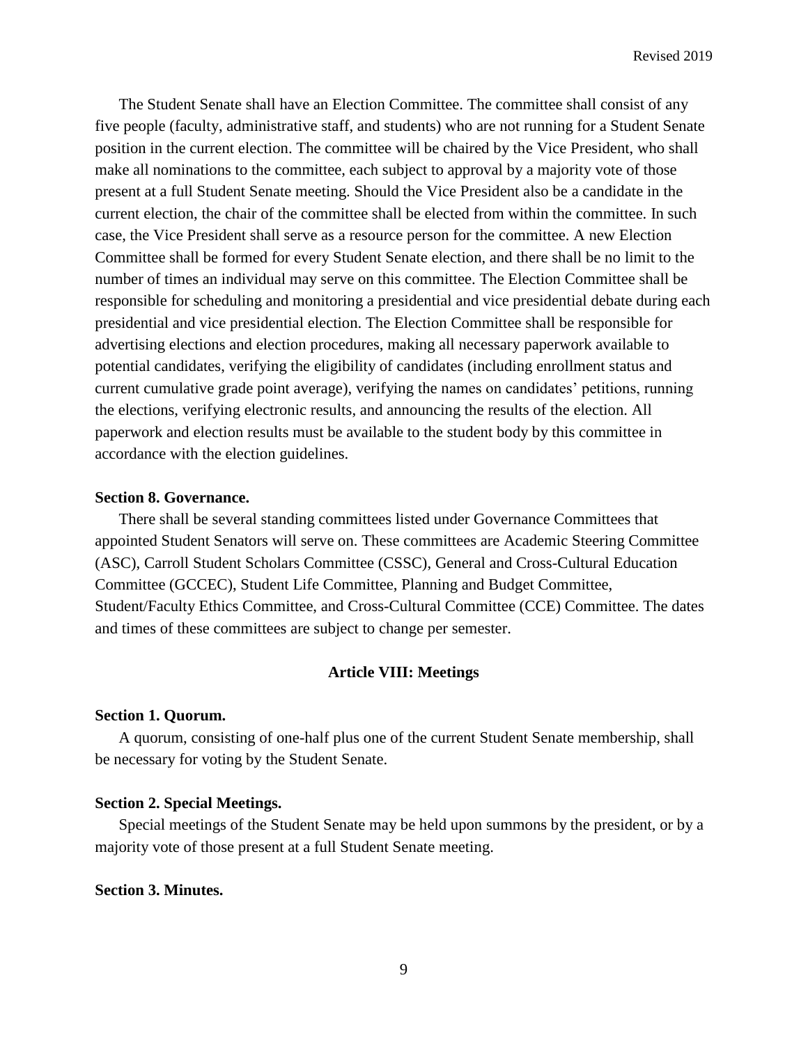The Student Senate shall have an Election Committee. The committee shall consist of any five people (faculty, administrative staff, and students) who are not running for a Student Senate position in the current election. The committee will be chaired by the Vice President, who shall make all nominations to the committee, each subject to approval by a majority vote of those present at a full Student Senate meeting. Should the Vice President also be a candidate in the current election, the chair of the committee shall be elected from within the committee. In such case, the Vice President shall serve as a resource person for the committee. A new Election Committee shall be formed for every Student Senate election, and there shall be no limit to the number of times an individual may serve on this committee. The Election Committee shall be responsible for scheduling and monitoring a presidential and vice presidential debate during each presidential and vice presidential election. The Election Committee shall be responsible for advertising elections and election procedures, making all necessary paperwork available to potential candidates, verifying the eligibility of candidates (including enrollment status and current cumulative grade point average), verifying the names on candidates' petitions, running the elections, verifying electronic results, and announcing the results of the election. All paperwork and election results must be available to the student body by this committee in accordance with the election guidelines.

**Section 8. Governance.**

There shall be several standing committees listed under Governance Committees that appointed Student Senators will serve on. These committees are Academic Steering Committee (ASC), Carroll Student Scholars Committee (CSSC), General and Cross-Cultural Education Committee (GCCEC), Student Life Committee, Planning and Budget Committee, Student/Faculty Ethics Committee, and Cross-Cultural Committee (CCE) Committee. The dates and times of these committees are subject to change per semester.

## Article VIII: Meetings

**Section 1. Quorum.**

A quorum, consisting of one-half plus one of the current Student Senate membership, shall be necessary for voting by the Student Senate.

**Section 2. Special Meetings.**

Special meetings of the Student Senate may be held upon summons by the president, or by a majority vote of those present at a full Student Senate meeting.

**Section 3. Minutes.**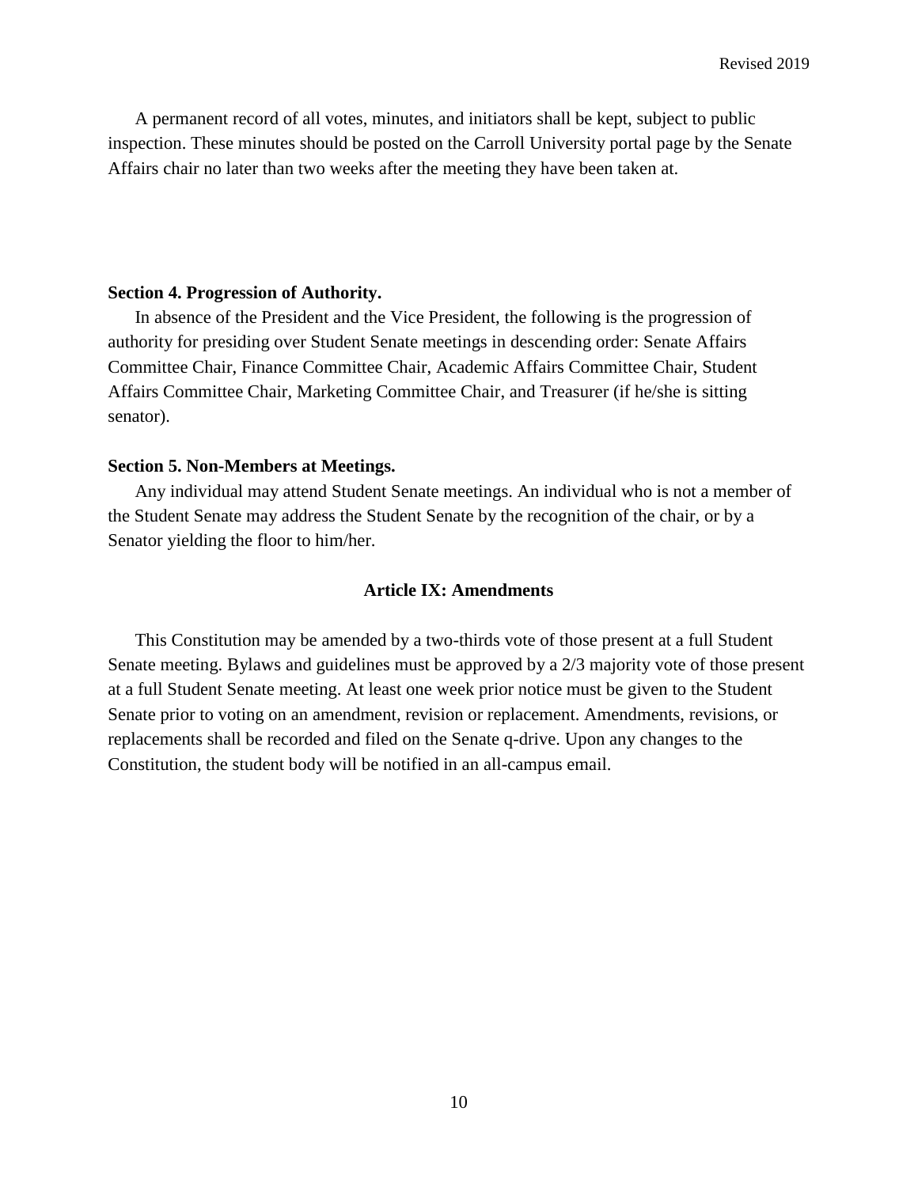A permanent record of all votes, minutes, and initiators shall be kept, subject to public inspection. These minutes should be posted on the Carroll University portal page by the Senate Affairs chair no later than two weeks after the meeting they have been taken at.

**Section 4. Progression of Authority.**

In absence of the President and the Vice President, the following is the progression of authority for presiding over Student Senate meetings in descending order: Senate Affairs Committee Chair, Finance Committee Chair, Academic Affairs Committee Chair, Student Affairs Committee Chair, Marketing Committee Chair, and Treasurer (if he/she is sitting senator).

**Section 5. Non-Members at Meetings.**

Any individual may attend Student Senate meetings. An individual who is not a member of the Student Senate may address the Student Senate by the recognition of the chair, or by a Senator yielding the floor to him/her.

## Article IX: Amendments

This Constitution may be amended by a two-thirds vote of those present at a full Student Senate meeting. Bylaws and guidelines must be approved by a 2/3 majority vote of those present at a full Student Senate meeting. At least one week prior notice must be given to the Student Senate prior to voting on an amendment, revision or replacement. Amendments, revisions, or replacements shall be recorded and filed on the Senate q-drive. Upon any changes to the Constitution, the student body will be notified in an all-campus email.